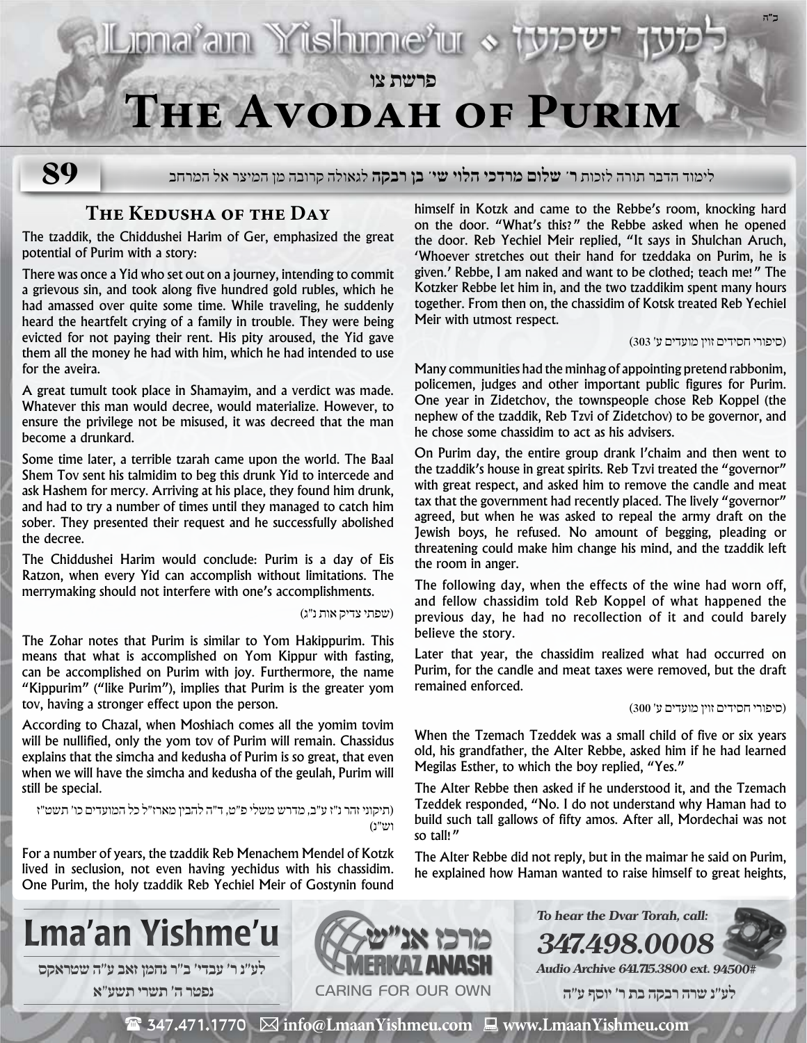# The Avodah of Purim

פרשת צו

89

לימוד הדבר תורה לזכות **ר' שלום מרדכי הלוי שי' בן רבקה** לגאולה קרובה מן המיצר אל המרחב

## The Kedusha of the Day

The tzaddik, the Chiddushei Harim of Ger, emphasized the great potential of Purim with a story:

There was once a Yid who set out on a journey, intending to commit a grievous sin, and took along five hundred gold rubles, which he had amassed over quite some time. While traveling, he suddenly heard the heartfelt crying of a family in trouble. They were being evicted for not paying their rent. His pity aroused, the Yid gave them all the money he had with him, which he had intended to use for the aveira.

A great tumult took place in Shamayim, and a verdict was made. Whatever this man would decree, would materialize. However, to ensure the privilege not be misused, it was decreed that the man become a drunkard.

Some time later, a terrible tzarah came upon the world. The Baal Shem Tov sent his talmidim to beg this drunk Yid to intercede and ask Hashem for mercy. Arriving at his place, they found him drunk, and had to try a number of times until they managed to catch him sober. They presented their request and he successfully abolished the decree.

The Chiddushei Harim would conclude: Purim is a day of Eis Ratzon, when every Yid can accomplish without limitations. The merrymaking should not interfere with one's accomplishments.

(שפתי צדיק אות נ"ג)

The Zohar notes that Purim is similar to Yom Hakippurim. This means that what is accomplished on Yom Kippur with fasting, can be accomplished on Purim with joy. Furthermore, the name "Kippurim" ("like Purim"), implies that Purim is the greater yom tov, having a stronger effect upon the person.

According to Chazal, when Moshiach comes all the yomim tovim will be nullified, only the yom tov of Purim will remain. Chassidus explains that the simcha and kedusha of Purim is so great, that even when we will have the simcha and kedusha of the geulah, Purim will still be special.

(תיקוני זהר נ"ז ע"ב, מדרש משלי פ"ט, ד"ה להבין מארז"ל כל המועדים כו' תשט"ז וש"נ)

For a number of years, the tzaddik Reb Menachem Mendel of Kotzk lived in seclusion, not even having yechidus with his chassidim. One Purim, the holy tzaddik Reb Yechiel Meir of Gostynin found himself in Kotzk and came to the Rebbe's room, knocking hard on the door. "What's this?" the Rebbe asked when he opened the door. Reb Yechiel Meir replied, "It says in Shulchan Aruch, 'Whoever stretches out their hand for tzeddaka on Purim, he is given.' Rebbe, I am naked and want to be clothed; teach me!" The Kotzker Rebbe let him in, and the two tzaddikim spent many hours together. From then on, the chassidim of Kotsk treated Reb Yechiel Meir with utmost respect.

(סיפורי חסידים זוין מועדים ע' 303)

Many communities had the minhag of appointing pretend rabbonim, policemen, judges and other important public figures for Purim. One year in Zidetchov, the townspeople chose Reb Koppel (the nephew of the tzaddik, Reb Tzvi of Zidetchov) to be governor, and he chose some chassidim to act as his advisers.

On Purim day, the entire group drank l'chaim and then went to the tzaddik's house in great spirits. Reb Tzvi treated the "governor" with great respect, and asked him to remove the candle and meat tax that the government had recently placed. The lively "governor" agreed, but when he was asked to repeal the army draft on the Jewish boys, he refused. No amount of begging, pleading or threatening could make him change his mind, and the tzaddik left the room in anger.

The following day, when the effects of the wine had worn off, and fellow chassidim told Reb Koppel of what happened the previous day, he had no recollection of it and could barely believe the story.

Later that year, the chassidim realized what had occurred on Purim, for the candle and meat taxes were removed, but the draft remained enforced.

(סיפורי חסידים זוין מועדים ע' 300)

When the Tzemach Tzeddek was a small child of five or six years old, his grandfather, the Alter Rebbe, asked him if he had learned Megilas Esther, to which the boy replied, "Yes."

The Alter Rebbe then asked if he understood it, and the Tzemach Tzeddek responded, "No. I do not understand why Haman had to build such tall gallows of fifty amos. After all, Mordechai was not so tall!"

The Alter Rebbe did not reply, but in the maimar he said on Purim, he explained how Haman wanted to raise himself to great heights,

---

**Lma'an Yishme'u**

לע"נ ר' עבדי' ב"ר נחמן זאב ע"ה שטראקס
נפטר ה' תשרי תשע"א

מרכז אנ"ש MERKAZ ANASH — CARING FOR OUR OWN

*To hear the Dvar Torah, call:*
**347.498.0008**
*Audio Archive 641.715.3800 ext. 94500#*

לע"נ שרה רבקה בת ר' יוסף ע"ה

347.471.1770 | info@LmaanYishmeu.com | www.LmaanYishmeu.com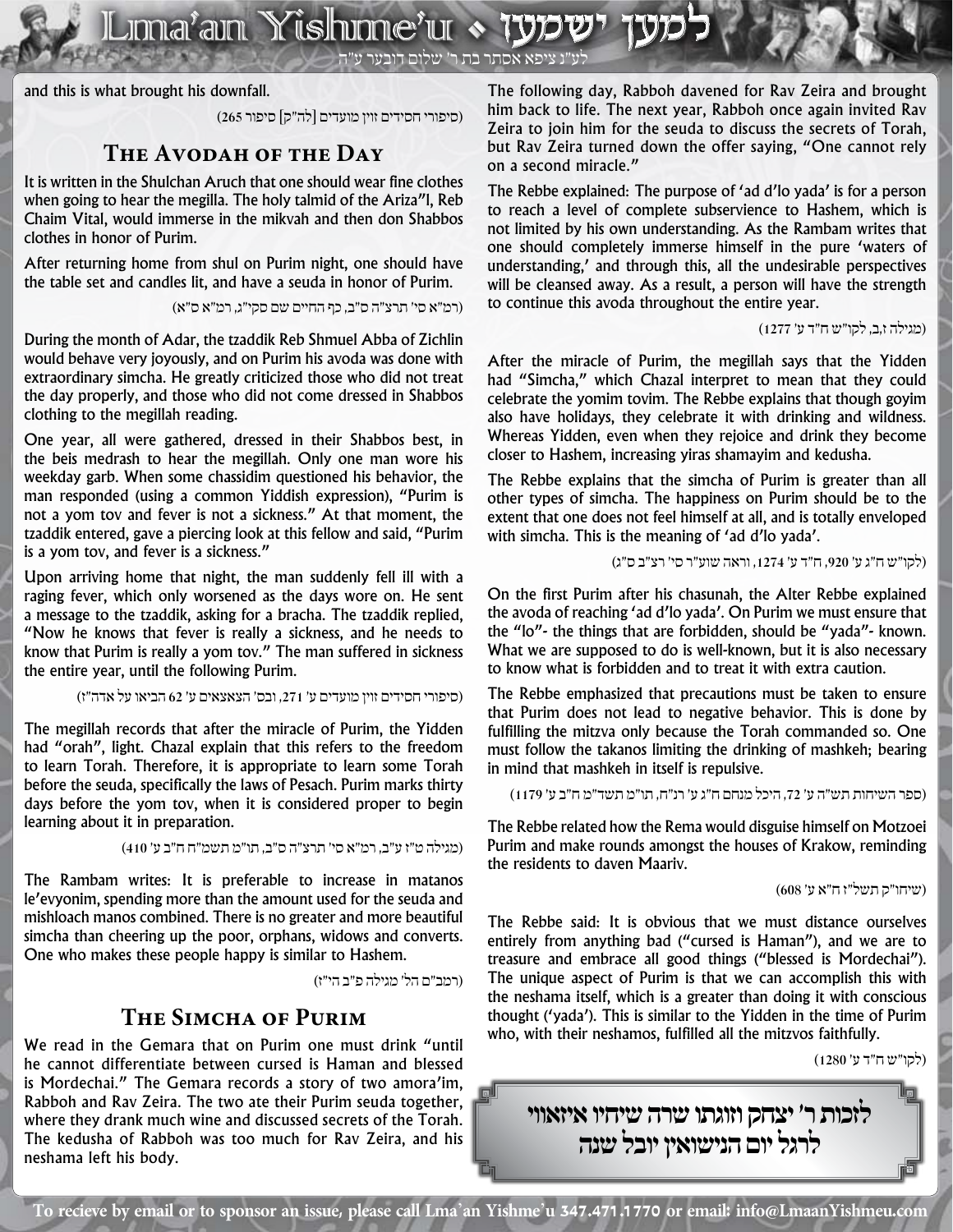and this is what brought his downfall.

(סיפורי חסידים זוין מועדים [לה"ק] סיפור 265)

## The Avodah of the Day

It is written in the Shulchan Aruch that one should wear fine clothes when going to hear the megilla. The holy talmid of the Ariza"l, Reb Chaim Vital, would immerse in the mikvah and then don Shabbos clothes in honor of Purim.

After returning home from shul on Purim night, one should have the table set and candles lit, and have a seuda in honor of Purim.

(רמ"א סי' תרצ"ה ס"ב, כף החיים שם סקי"ג, רמ"א ס"א)

During the month of Adar, the tzaddik Reb Shmuel Abba of Zichlin would behave very joyously, and on Purim his avoda was done with extraordinary simcha. He greatly criticized those who did not treat the day properly, and those who did not come dressed in Shabbos clothing to the megillah reading.

One year, all were gathered, dressed in their Shabbos best, in the beis medrash to hear the megillah. Only one man wore his weekday garb. When some chassidim questioned his behavior, the man responded (using a common Yiddish expression), "Purim is not a yom tov and fever is not a sickness." At that moment, the tzaddik entered, gave a piercing look at this fellow and said, "Purim is a yom tov, and fever is a sickness."

Upon arriving home that night, the man suddenly fell ill with a raging fever, which only worsened as the days wore on. He sent a message to the tzaddik, asking for a bracha. The tzaddik replied, "Now he knows that fever is really a sickness, and he needs to know that Purim is really a yom tov." The man suffered in sickness the entire year, until the following Purim.

(סיפורי חסידים זוין מועדים ע' 271, ובס' הצאצאים ע' 62 הביאו על אדה"ז)

The megillah records that after the miracle of Purim, the Yidden had "orah", light. Chazal explain that this refers to the freedom to learn Torah. Therefore, it is appropriate to learn some Torah before the seuda, specifically the laws of Pesach. Purim marks thirty days before the yom tov, when it is considered proper to begin learning about it in preparation.

(מגילה ט"ז ע"ב, רמ"א סי' תרצ"ה ס"ב, תו"מ תשמ"ח ח"ב ע' 410)

The Rambam writes: It is preferable to increase in matanos le'evyonim, spending more than the amount used for the seuda and mishloach manos combined. There is no greater and more beautiful simcha than cheering up the poor, orphans, widows and converts. One who makes these people happy is similar to Hashem.

(רמב"ם הל' מגילה פ"ב הי"ז)

## The Simcha of Purim

We read in the Gemara that on Purim one must drink "until he cannot differentiate between cursed is Haman and blessed is Mordechai." The Gemara records a story of two amora'im, Rabboh and Rav Zeira. The two ate their Purim seuda together, where they drank much wine and discussed secrets of the Torah. The kedusha of Rabboh was too much for Rav Zeira, and his neshama left his body.

The following day, Rabboh davened for Rav Zeira and brought him back to life. The next year, Rabboh once again invited Rav Zeira to join him for the seuda to discuss the secrets of Torah, but Rav Zeira turned down the offer saying, "One cannot rely on a second miracle."

The Rebbe explained: The purpose of 'ad d'lo yada' is for a person to reach a level of complete subservience to Hashem, which is not limited by his own understanding. As the Rambam writes that one should completely immerse himself in the pure 'waters of understanding,' and through this, all the undesirable perspectives will be cleansed away. As a result, a person will have the strength to continue this avoda throughout the entire year.

(מגילה ז,ב, לקו"ש ח"ד ע' 1277)

After the miracle of Purim, the megillah says that the Yidden had "Simcha," which Chazal interpret to mean that they could celebrate the yomim tovim. The Rebbe explains that though goyim also have holidays, they celebrate it with drinking and wildness. Whereas Yidden, even when they rejoice and drink they become closer to Hashem, increasing yiras shamayim and kedusha.

The Rebbe explains that the simcha of Purim is greater than all other types of simcha. The happiness on Purim should be to the extent that one does not feel himself at all, and is totally enveloped with simcha. This is the meaning of 'ad d'lo yada'.

(לקו"ש ח"ג ע' 920, ח"ד ע' 1274, וראה שוע"ר סי' רצ"ב ס"ג)

On the first Purim after his chasunah, the Alter Rebbe explained the avoda of reaching 'ad d'lo yada'. On Purim we must ensure that the "lo"- the things that are forbidden, should be "yada"- known. What we are supposed to do is well-known, but it is also necessary to know what is forbidden and to treat it with extra caution.

The Rebbe emphasized that precautions must be taken to ensure that Purim does not lead to negative behavior. This is done by fulfilling the mitzva only because the Torah commanded so. One must follow the takanos limiting the drinking of mashkeh; bearing in mind that mashkeh in itself is repulsive.

(ספר השיחות תש"ה ע' 72, היכל מנחם ח"ג ע' רנ"ח, תו"מ תשד"מ ח"ב ע' 1179)

The Rebbe related how the Rema would disguise himself on Motzoei Purim and make rounds amongst the houses of Krakow, reminding the residents to daven Maariv.

(שיחו"ק תשל"ז ח"א ע' 608)

The Rebbe said: It is obvious that we must distance ourselves entirely from anything bad ("cursed is Haman"), and we are to treasure and embrace all good things ("blessed is Mordechai"). The unique aspect of Purim is that we can accomplish this with the neshama itself, which is a greater than doing it with conscious thought ('yada'). This is similar to the Yidden in the time of Purim who, with their neshamos, fulfilled all the mitzvos faithfully.

(לקו"ש ח"ד ע' 1280)

לזכות ר' יצחק וזוגתו שרה שיחיו איזאווי
לרגל יום הנישואין יובל שנה